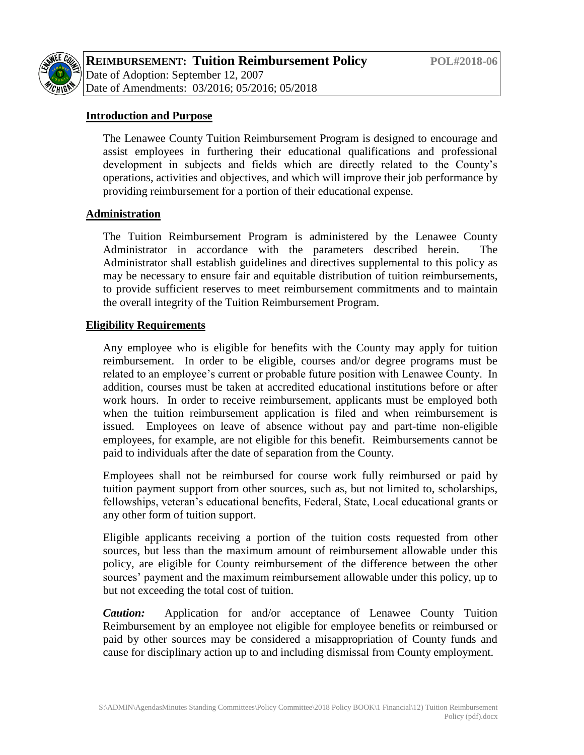**REIMBURSEMENT: Tuition Reimbursement Policy** **POL#2018-06**

Date of Adoption: September 12, 2007

Date of Amendments: 03/2016; 05/2016; 05/2018

## Introduction and Purpose

The Lenawee County Tuition Reimbursement Program is designed to encourage and assist employees in furthering their educational qualifications and professional development in subjects and fields which are directly related to the County's operations, activities and objectives, and which will improve their job performance by providing reimbursement for a portion of their educational expense.

## Administration

The Tuition Reimbursement Program is administered by the Lenawee County Administrator in accordance with the parameters described herein. The Administrator shall establish guidelines and directives supplemental to this policy as may be necessary to ensure fair and equitable distribution of tuition reimbursements, to provide sufficient reserves to meet reimbursement commitments and to maintain the overall integrity of the Tuition Reimbursement Program.

## Eligibility Requirements

Any employee who is eligible for benefits with the County may apply for tuition reimbursement. In order to be eligible, courses and/or degree programs must be related to an employee's current or probable future position with Lenawee County. In addition, courses must be taken at accredited educational institutions before or after work hours. In order to receive reimbursement, applicants must be employed both when the tuition reimbursement application is filed and when reimbursement is issued. Employees on leave of absence without pay and part-time non-eligible employees, for example, are not eligible for this benefit. Reimbursements cannot be paid to individuals after the date of separation from the County.

Employees shall not be reimbursed for course work fully reimbursed or paid by tuition payment support from other sources, such as, but not limited to, scholarships, fellowships, veteran's educational benefits, Federal, State, Local educational grants or any other form of tuition support.

Eligible applicants receiving a portion of the tuition costs requested from other sources, but less than the maximum amount of reimbursement allowable under this policy, are eligible for County reimbursement of the difference between the other sources' payment and the maximum reimbursement allowable under this policy, up to but not exceeding the total cost of tuition.

***Caution:*** Application for and/or acceptance of Lenawee County Tuition Reimbursement by an employee not eligible for employee benefits or reimbursed or paid by other sources may be considered a misappropriation of County funds and cause for disciplinary action up to and including dismissal from County employment.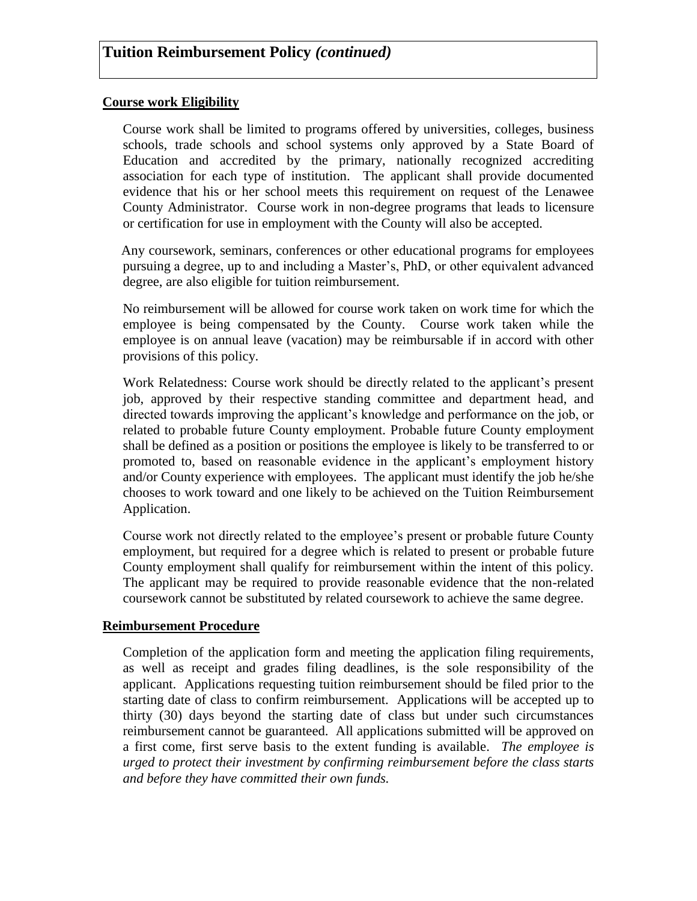# Tuition Reimbursement Policy *(continued)*

## Course work Eligibility

Course work shall be limited to programs offered by universities, colleges, business schools, trade schools and school systems only approved by a State Board of Education and accredited by the primary, nationally recognized accrediting association for each type of institution. The applicant shall provide documented evidence that his or her school meets this requirement on request of the Lenawee County Administrator. Course work in non-degree programs that leads to licensure or certification for use in employment with the County will also be accepted.

Any coursework, seminars, conferences or other educational programs for employees pursuing a degree, up to and including a Master's, PhD, or other equivalent advanced degree, are also eligible for tuition reimbursement.

No reimbursement will be allowed for course work taken on work time for which the employee is being compensated by the County. Course work taken while the employee is on annual leave (vacation) may be reimbursable if in accord with other provisions of this policy.

Work Relatedness: Course work should be directly related to the applicant's present job, approved by their respective standing committee and department head, and directed towards improving the applicant's knowledge and performance on the job, or related to probable future County employment. Probable future County employment shall be defined as a position or positions the employee is likely to be transferred to or promoted to, based on reasonable evidence in the applicant's employment history and/or County experience with employees. The applicant must identify the job he/she chooses to work toward and one likely to be achieved on the Tuition Reimbursement Application.

Course work not directly related to the employee's present or probable future County employment, but required for a degree which is related to present or probable future County employment shall qualify for reimbursement within the intent of this policy. The applicant may be required to provide reasonable evidence that the non-related coursework cannot be substituted by related coursework to achieve the same degree.

## Reimbursement Procedure

Completion of the application form and meeting the application filing requirements, as well as receipt and grades filing deadlines, is the sole responsibility of the applicant. Applications requesting tuition reimbursement should be filed prior to the starting date of class to confirm reimbursement. Applications will be accepted up to thirty (30) days beyond the starting date of class but under such circumstances reimbursement cannot be guaranteed. All applications submitted will be approved on a first come, first serve basis to the extent funding is available. *The employee is urged to protect their investment by confirming reimbursement before the class starts and before they have committed their own funds.*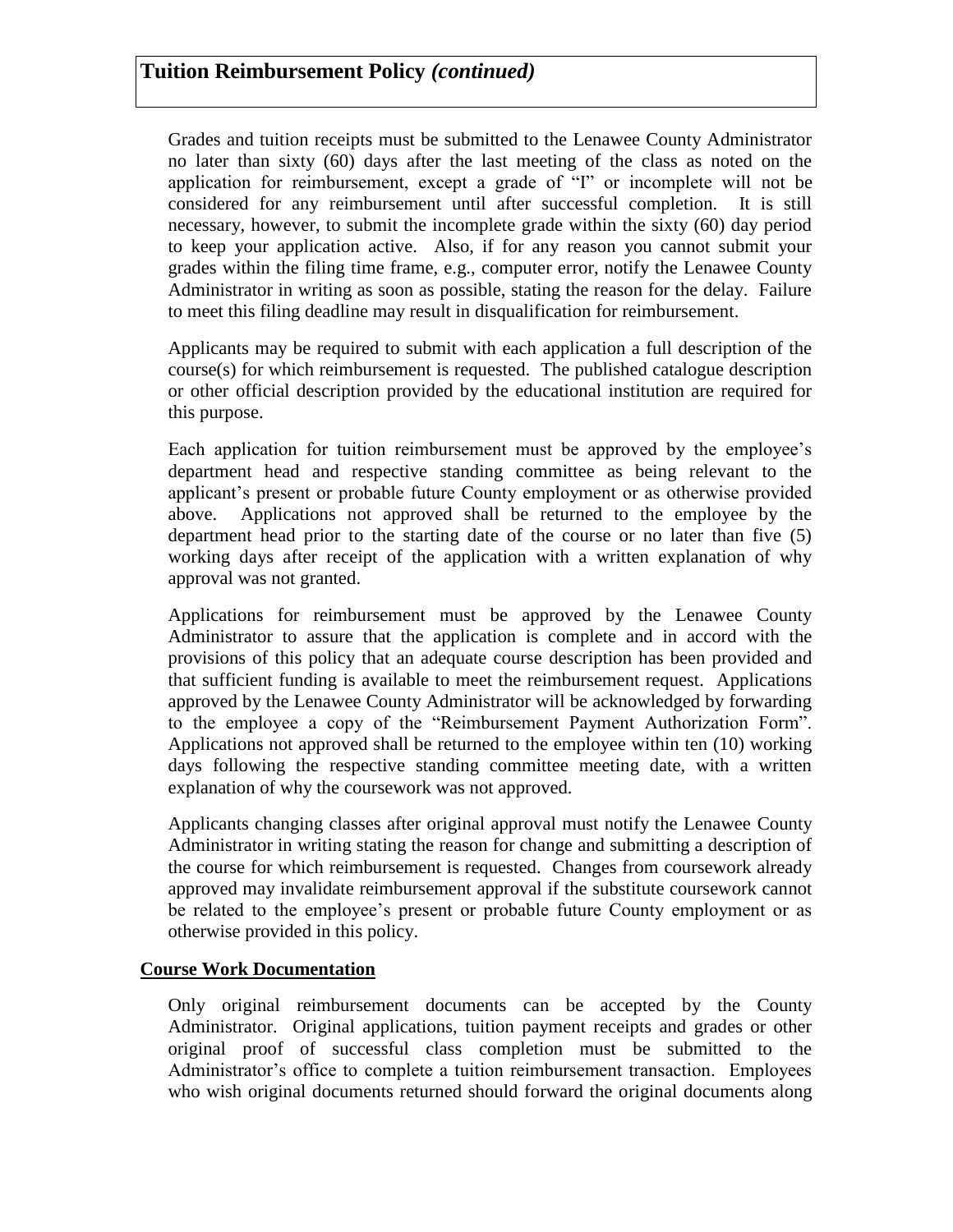## Tuition Reimbursement Policy *(continued)*

Grades and tuition receipts must be submitted to the Lenawee County Administrator no later than sixty (60) days after the last meeting of the class as noted on the application for reimbursement, except a grade of "I" or incomplete will not be considered for any reimbursement until after successful completion. It is still necessary, however, to submit the incomplete grade within the sixty (60) day period to keep your application active. Also, if for any reason you cannot submit your grades within the filing time frame, e.g., computer error, notify the Lenawee County Administrator in writing as soon as possible, stating the reason for the delay. Failure to meet this filing deadline may result in disqualification for reimbursement.

Applicants may be required to submit with each application a full description of the course(s) for which reimbursement is requested. The published catalogue description or other official description provided by the educational institution are required for this purpose.

Each application for tuition reimbursement must be approved by the employee's department head and respective standing committee as being relevant to the applicant's present or probable future County employment or as otherwise provided above. Applications not approved shall be returned to the employee by the department head prior to the starting date of the course or no later than five (5) working days after receipt of the application with a written explanation of why approval was not granted.

Applications for reimbursement must be approved by the Lenawee County Administrator to assure that the application is complete and in accord with the provisions of this policy that an adequate course description has been provided and that sufficient funding is available to meet the reimbursement request. Applications approved by the Lenawee County Administrator will be acknowledged by forwarding to the employee a copy of the "Reimbursement Payment Authorization Form". Applications not approved shall be returned to the employee within ten (10) working days following the respective standing committee meeting date, with a written explanation of why the coursework was not approved.

Applicants changing classes after original approval must notify the Lenawee County Administrator in writing stating the reason for change and submitting a description of the course for which reimbursement is requested. Changes from coursework already approved may invalidate reimbursement approval if the substitute coursework cannot be related to the employee's present or probable future County employment or as otherwise provided in this policy.

**Course Work Documentation**

Only original reimbursement documents can be accepted by the County Administrator. Original applications, tuition payment receipts and grades or other original proof of successful class completion must be submitted to the Administrator's office to complete a tuition reimbursement transaction. Employees who wish original documents returned should forward the original documents along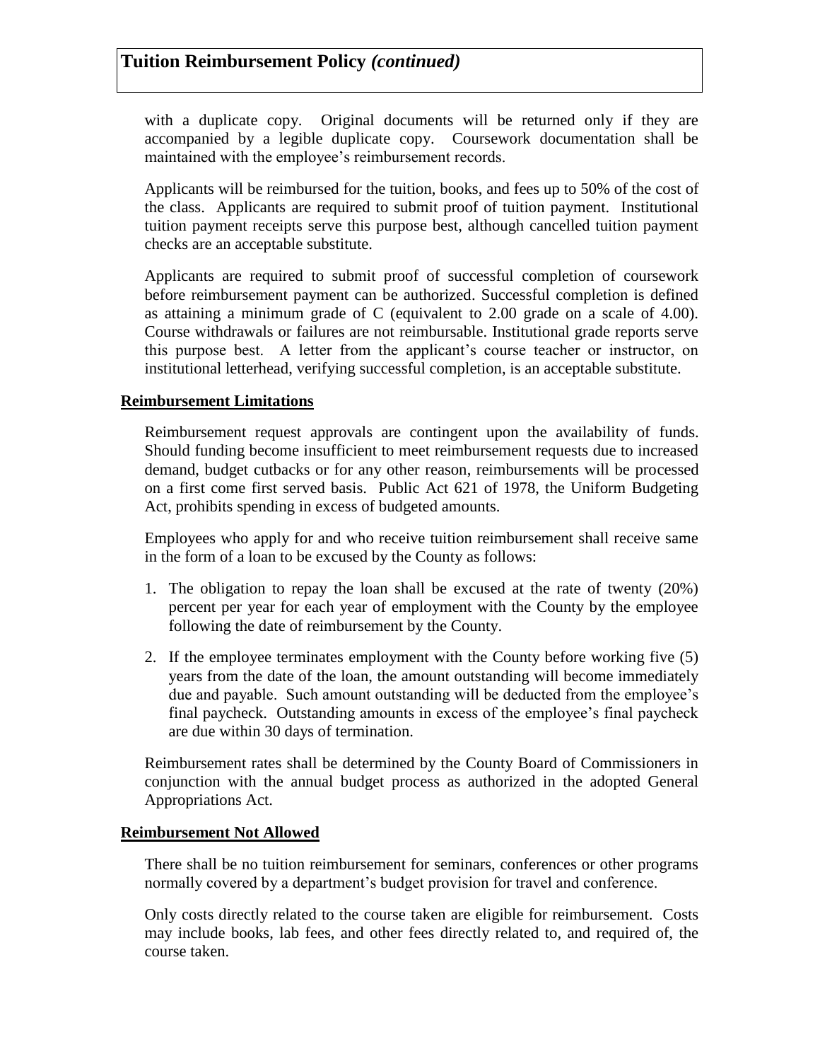with a duplicate copy. Original documents will be returned only if they are accompanied by a legible duplicate copy. Coursework documentation shall be maintained with the employee's reimbursement records.

Applicants will be reimbursed for the tuition, books, and fees up to 50% of the cost of the class. Applicants are required to submit proof of tuition payment. Institutional tuition payment receipts serve this purpose best, although cancelled tuition payment checks are an acceptable substitute.

Applicants are required to submit proof of successful completion of coursework before reimbursement payment can be authorized. Successful completion is defined as attaining a minimum grade of C (equivalent to 2.00 grade on a scale of 4.00). Course withdrawals or failures are not reimbursable. Institutional grade reports serve this purpose best. A letter from the applicant's course teacher or instructor, on institutional letterhead, verifying successful completion, is an acceptable substitute.

**Reimbursement Limitations**

Reimbursement request approvals are contingent upon the availability of funds. Should funding become insufficient to meet reimbursement requests due to increased demand, budget cutbacks or for any other reason, reimbursements will be processed on a first come first served basis. Public Act 621 of 1978, the Uniform Budgeting Act, prohibits spending in excess of budgeted amounts.

Employees who apply for and who receive tuition reimbursement shall receive same in the form of a loan to be excused by the County as follows:

1. The obligation to repay the loan shall be excused at the rate of twenty (20%) percent per year for each year of employment with the County by the employee following the date of reimbursement by the County.
2. If the employee terminates employment with the County before working five (5) years from the date of the loan, the amount outstanding will become immediately due and payable. Such amount outstanding will be deducted from the employee's final paycheck. Outstanding amounts in excess of the employee's final paycheck are due within 30 days of termination.

Reimbursement rates shall be determined by the County Board of Commissioners in conjunction with the annual budget process as authorized in the adopted General Appropriations Act.

**Reimbursement Not Allowed**

There shall be no tuition reimbursement for seminars, conferences or other programs normally covered by a department's budget provision for travel and conference.

Only costs directly related to the course taken are eligible for reimbursement. Costs may include books, lab fees, and other fees directly related to, and required of, the course taken.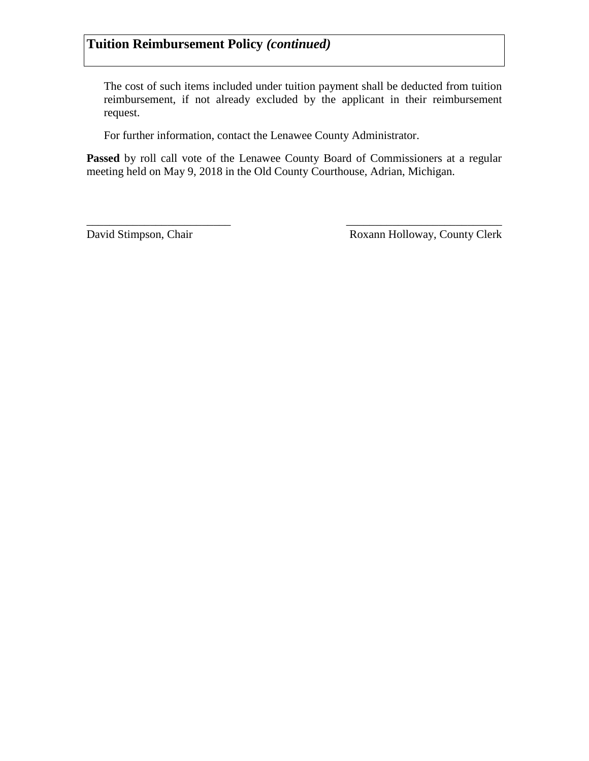**Tuition Reimbursement Policy *(continued)***

The cost of such items included under tuition payment shall be deducted from tuition reimbursement, if not already excluded by the applicant in their reimbursement request.

For further information, contact the Lenawee County Administrator.

**Passed** by roll call vote of the Lenawee County Board of Commissioners at a regular meeting held on May 9, 2018 in the Old County Courthouse, Adrian, Michigan.

_________________________ _________________________

David Stimpson, Chair Roxann Holloway, County Clerk